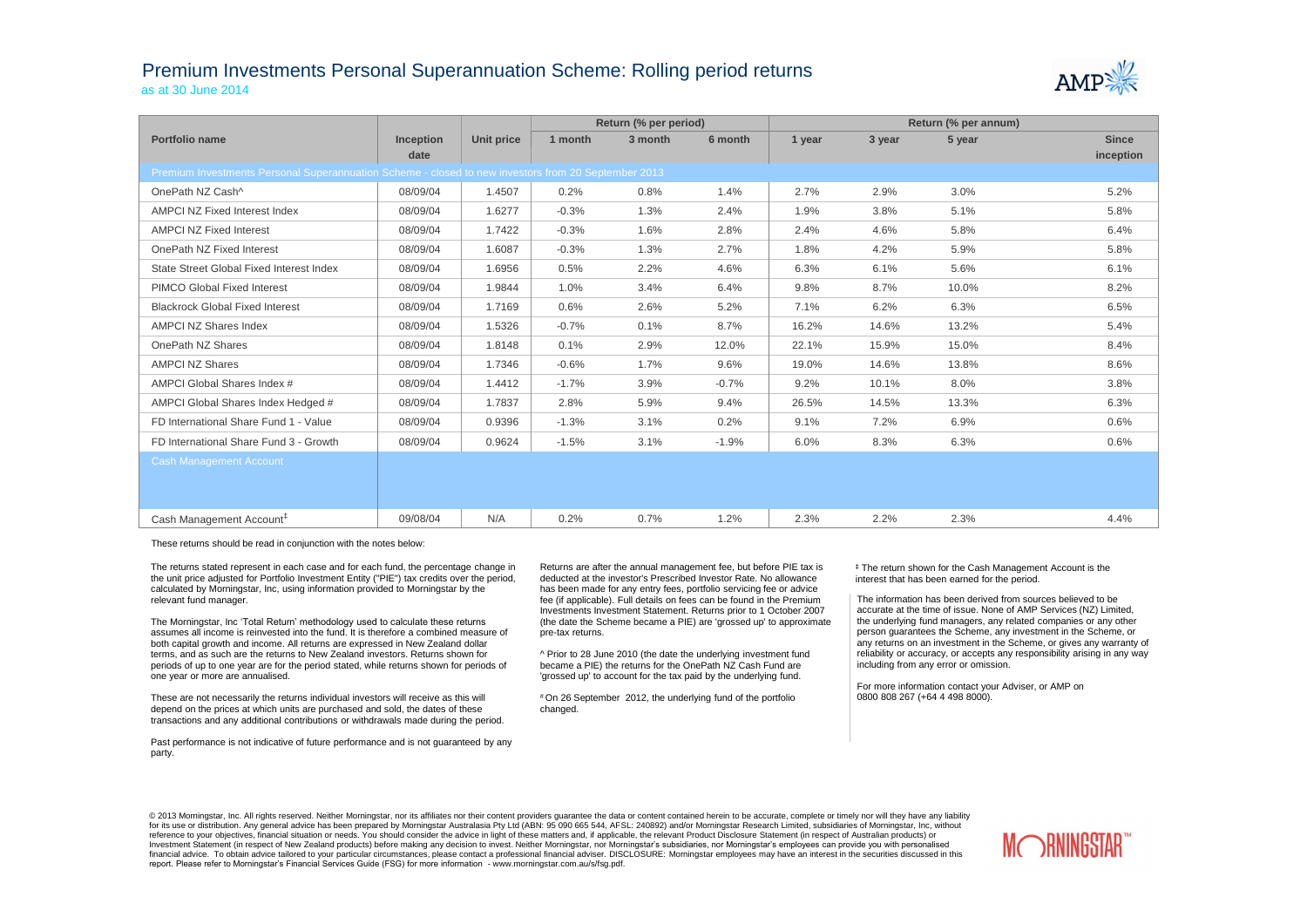# Premium Investments Personal Superannuation Scheme: Rolling period returns

as at 30 June 2014

| Portfolio name | Inception date | Unit price | Return (% per period) | | | Return (% per annum) | | | |
|---|---|---|---|---|---|---|---|---|---|
| | | | 1 month | 3 month | 6 month | 1 year | 3 year | 5 year | Since inception |
| Premium Investments Personal Superannuation Scheme - closed to new investors from 20 September 2013 | | | | | | | | | |
| OnePath NZ Cash^ | 08/09/04 | 1.4507 | 0.2% | 0.8% | 1.4% | 2.7% | 2.9% | 3.0% | 5.2% |
| AMPCI NZ Fixed Interest Index | 08/09/04 | 1.6277 | -0.3% | 1.3% | 2.4% | 1.9% | 3.8% | 5.1% | 5.8% |
| AMPCI NZ Fixed Interest | 08/09/04 | 1.7422 | -0.3% | 1.6% | 2.8% | 2.4% | 4.6% | 5.8% | 6.4% |
| OnePath NZ Fixed Interest | 08/09/04 | 1.6087 | -0.3% | 1.3% | 2.7% | 1.8% | 4.2% | 5.9% | 5.8% |
| State Street Global Fixed Interest Index | 08/09/04 | 1.6956 | 0.5% | 2.2% | 4.6% | 6.3% | 6.1% | 5.6% | 6.1% |
| PIMCO Global Fixed Interest | 08/09/04 | 1.9844 | 1.0% | 3.4% | 6.4% | 9.8% | 8.7% | 10.0% | 8.2% |
| Blackrock Global Fixed Interest | 08/09/04 | 1.7169 | 0.6% | 2.6% | 5.2% | 7.1% | 6.2% | 6.3% | 6.5% |
| AMPCI NZ Shares Index | 08/09/04 | 1.5326 | -0.7% | 0.1% | 8.7% | 16.2% | 14.6% | 13.2% | 5.4% |
| OnePath NZ Shares | 08/09/04 | 1.8148 | 0.1% | 2.9% | 12.0% | 22.1% | 15.9% | 15.0% | 8.4% |
| AMPCI NZ Shares | 08/09/04 | 1.7346 | -0.6% | 1.7% | 9.6% | 19.0% | 14.6% | 13.8% | 8.6% |
| AMPCI Global Shares Index # | 08/09/04 | 1.4412 | -1.7% | 3.9% | -0.7% | 9.2% | 10.1% | 8.0% | 3.8% |
| AMPCI Global Shares Index Hedged # | 08/09/04 | 1.7837 | 2.8% | 5.9% | 9.4% | 26.5% | 14.5% | 13.3% | 6.3% |
| FD International Share Fund 1 - Value | 08/09/04 | 0.9396 | -1.3% | 3.1% | 0.2% | 9.1% | 7.2% | 6.9% | 0.6% |
| FD International Share Fund 3 - Growth | 08/09/04 | 0.9624 | -1.5% | 3.1% | -1.9% | 6.0% | 8.3% | 6.3% | 0.6% |
| Cash Management Account | | | | | | | | | |
| Cash Management Account‡ | 09/08/04 | N/A | 0.2% | 0.7% | 1.2% | 2.3% | 2.2% | 2.3% | 4.4% |

These returns should be read in conjunction with the notes below:

The returns stated represent in each case and for each fund, the percentage change in the unit price adjusted for Portfolio Investment Entity ("PIE") tax credits over the period, calculated by Morningstar, Inc, using information provided to Morningstar by the relevant fund manager.

The Morningstar, Inc 'Total Return' methodology used to calculate these returns assumes all income is reinvested into the fund. It is therefore a combined measure of both capital growth and income. All returns are expressed in New Zealand dollar terms, and as such are the returns to New Zealand investors. Returns shown for periods of up to one year are for the period stated, while returns shown for periods of one year or more are annualised.

These are not necessarily the returns individual investors will receive as this will depend on the prices at which units are purchased and sold, the dates of these transactions and any additional contributions or withdrawals made during the period.

Past performance is not indicative of future performance and is not guaranteed by any party.

Returns are after the annual management fee, but before PIE tax is deducted at the investor's Prescribed Investor Rate. No allowance has been made for any entry fees, portfolio servicing fee or advice fee (if applicable). Full details on fees can be found in the Premium Investments Investment Statement. Returns prior to 1 October 2007 (the date the Scheme became a PIE) are 'grossed up' to approximate pre-tax returns.

^ Prior to 28 June 2010 (the date the underlying investment fund became a PIE) the returns for the OnePath NZ Cash Fund are 'grossed up' to account for the tax paid by the underlying fund.

# On 26 September 2012, the underlying fund of the portfolio changed.

‡ The return shown for the Cash Management Account is the interest that has been earned for the period.

The information has been derived from sources believed to be accurate at the time of issue. None of AMP Services (NZ) Limited, the underlying fund managers, any related companies or any other person guarantees the Scheme, any investment in the Scheme, or any returns on an investment in the Scheme, or gives any warranty of reliability or accuracy, or accepts any responsibility arising in any way including from any error or omission.

For more information contact your Adviser, or AMP on 0800 808 267 (+64 4 498 8000).

© 2013 Morningstar, Inc. All rights reserved. Neither Morningstar, nor its affiliates nor their content providers guarantee the data or content contained herein to be accurate, complete or timely nor will they have any liability for its use or distribution. Any general advice has been prepared by Morningstar Australasia Pty Ltd (ABN: 95 090 665 544, AFSL: 240892) and/or Morningstar Research Limited, subsidiaries of Morningstar, Inc, without reference to your objectives, financial situation or needs. You should consider the advice in light of these matters and, if applicable, the relevant Product Disclosure Statement (in respect of Australian products) or Investment Statement (in respect of New Zealand products) before making any decision to invest. Neither Morningstar, nor Morningstar's subsidiaries, nor Morningstar's employees can provide you with personalised financial advice. To obtain advice tailored to your particular circumstances, please contact a professional financial adviser. DISCLOSURE: Morningstar employees may have an interest in the securities discussed in this report. Please refer to Morningstar's Financial Services Guide (FSG) for more information - www.morningstar.com.au/s/fsg.pdf.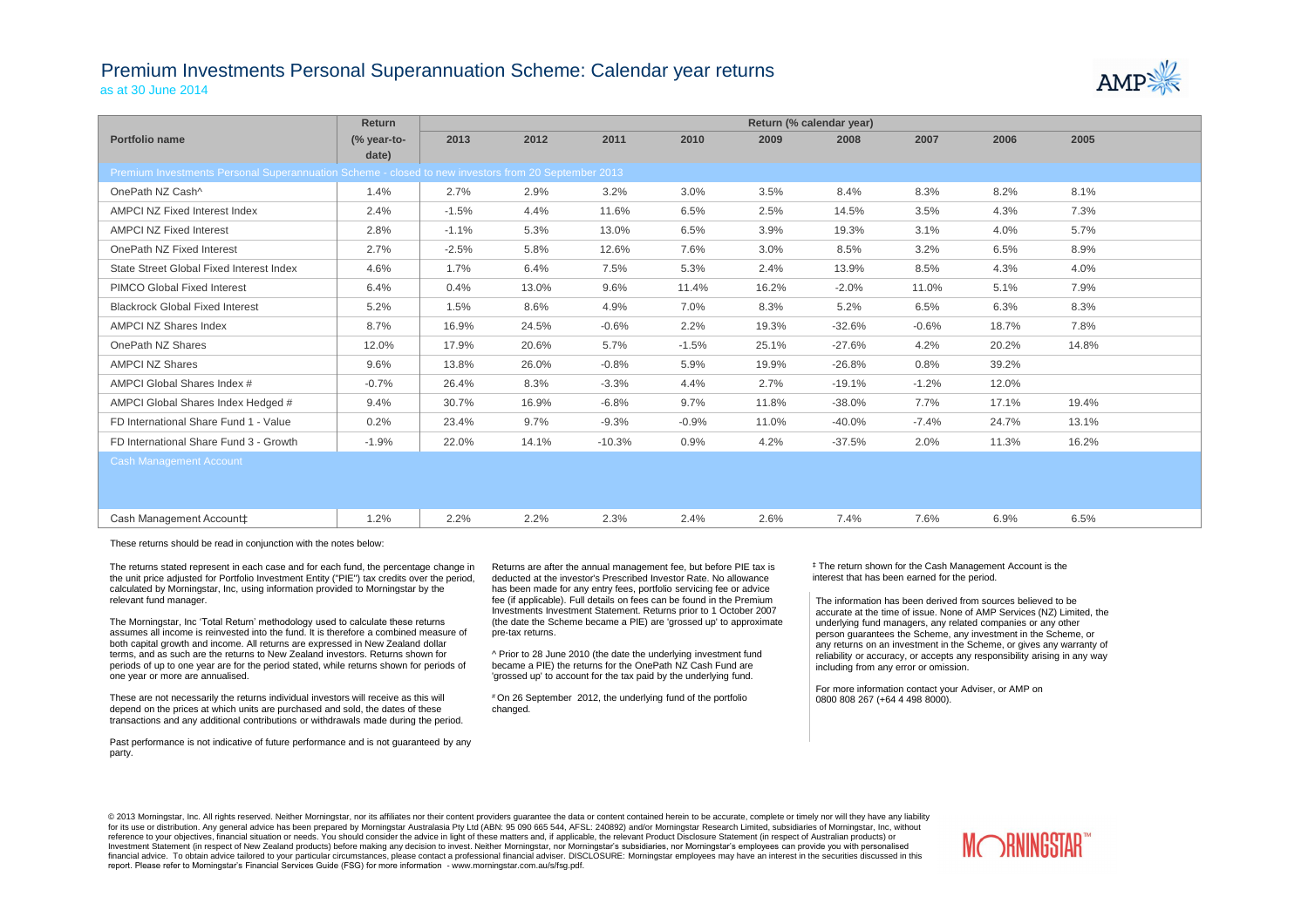# Premium Investments Personal Superannuation Scheme: Calendar year returns

as at 30 June 2014

| Portfolio name | Return (% year-to-date) | Return (% calendar year) | | | | | | | | |
|---|---|---|---|---|---|---|---|---|---|---|
| | | 2013 | 2012 | 2011 | 2010 | 2009 | 2008 | 2007 | 2006 | 2005 |
| Premium Investments Personal Superannuation Scheme - closed to new investors from 20 September 2013 | | | | | | | | | | |
| OnePath NZ Cash^ | 1.4% | 2.7% | 2.9% | 3.2% | 3.0% | 3.5% | 8.4% | 8.3% | 8.2% | 8.1% |
| AMPCI NZ Fixed Interest Index | 2.4% | -1.5% | 4.4% | 11.6% | 6.5% | 2.5% | 14.5% | 3.5% | 4.3% | 7.3% |
| AMPCI NZ Fixed Interest | 2.8% | -1.1% | 5.3% | 13.0% | 6.5% | 3.9% | 19.3% | 3.1% | 4.0% | 5.7% |
| OnePath NZ Fixed Interest | 2.7% | -2.5% | 5.8% | 12.6% | 7.6% | 3.0% | 8.5% | 3.2% | 6.5% | 8.9% |
| State Street Global Fixed Interest Index | 4.6% | 1.7% | 6.4% | 7.5% | 5.3% | 2.4% | 13.9% | 8.5% | 4.3% | 4.0% |
| PIMCO Global Fixed Interest | 6.4% | 0.4% | 13.0% | 9.6% | 11.4% | 16.2% | -2.0% | 11.0% | 5.1% | 7.9% |
| Blackrock Global Fixed Interest | 5.2% | 1.5% | 8.6% | 4.9% | 7.0% | 8.3% | 5.2% | 6.5% | 6.3% | 8.3% |
| AMPCI NZ Shares Index | 8.7% | 16.9% | 24.5% | -0.6% | 2.2% | 19.3% | -32.6% | -0.6% | 18.7% | 7.8% |
| OnePath NZ Shares | 12.0% | 17.9% | 20.6% | 5.7% | -1.5% | 25.1% | -27.6% | 4.2% | 20.2% | 14.8% |
| AMPCI NZ Shares | 9.6% | 13.8% | 26.0% | -0.8% | 5.9% | 19.9% | -26.8% | 0.8% | 39.2% | |
| AMPCI Global Shares Index # | -0.7% | 26.4% | 8.3% | -3.3% | 4.4% | 2.7% | -19.1% | -1.2% | 12.0% | |
| AMPCI Global Shares Index Hedged # | 9.4% | 30.7% | 16.9% | -6.8% | 9.7% | 11.8% | -38.0% | 7.7% | 17.1% | 19.4% |
| FD International Share Fund 1 - Value | 0.2% | 23.4% | 9.7% | -9.3% | -0.9% | 11.0% | -40.0% | -7.4% | 24.7% | 13.1% |
| FD International Share Fund 3 - Growth | -1.9% | 22.0% | 14.1% | -10.3% | 0.9% | 4.2% | -37.5% | 2.0% | 11.3% | 16.2% |
| Cash Management Account | | | | | | | | | | |
| Cash Management Account‡ | 1.2% | 2.2% | 2.2% | 2.3% | 2.4% | 2.6% | 7.4% | 7.6% | 6.9% | 6.5% |

These returns should be read in conjunction with the notes below:

The returns stated represent in each case and for each fund, the percentage change in the unit price adjusted for Portfolio Investment Entity ("PIE") tax credits over the period, calculated by Morningstar, Inc, using information provided to Morningstar by the relevant fund manager.

The Morningstar, Inc 'Total Return' methodology used to calculate these returns assumes all income is reinvested into the fund. It is therefore a combined measure of both capital growth and income. All returns are expressed in New Zealand dollar terms, and as such are the returns to New Zealand investors. Returns shown for periods of up to one year are for the period stated, while returns shown for periods of one year or more are annualised.

These are not necessarily the returns individual investors will receive as this will depend on the prices at which units are purchased and sold, the dates of these transactions and any additional contributions or withdrawals made during the period.

Past performance is not indicative of future performance and is not guaranteed by any party.

Returns are after the annual management fee, but before PIE tax is deducted at the investor's Prescribed Investor Rate. No allowance has been made for any entry fees, portfolio servicing fee or advice fee (if applicable). Full details on fees can be found in the Premium Investments Investment Statement. Returns prior to 1 October 2007 (the date the Scheme became a PIE) are 'grossed up' to approximate pre-tax returns.

^ Prior to 28 June 2010 (the date the underlying investment fund became a PIE) the returns for the OnePath NZ Cash Fund are 'grossed up' to account for the tax paid by the underlying fund.

# On 26 September 2012, the underlying fund of the portfolio changed.

‡ The return shown for the Cash Management Account is the interest that has been earned for the period.

The information has been derived from sources believed to be accurate at the time of issue. None of AMP Services (NZ) Limited, the underlying fund managers, any related companies or any other person guarantees the Scheme, any investment in the Scheme, or any returns on an investment in the Scheme, or gives any warranty of reliability or accuracy, or accepts any responsibility arising in any way including from any error or omission.

For more information contact your Adviser, or AMP on 0800 808 267 (+64 4 498 8000).

© 2013 Morningstar, Inc. All rights reserved. Neither Morningstar, nor its affiliates nor their content providers guarantee the data or content contained herein to be accurate, complete or timely nor will they have any liability for its use or distribution. Any general advice has been prepared by Morningstar Australasia Pty Ltd (ABN: 95 090 665 544, AFSL: 240892) and/or Morningstar Research Limited, subsidiaries of Morningstar, Inc, without reference to your objectives, financial situation or needs. You should consider the advice in light of these matters and, if applicable, the relevant Product Disclosure Statement (in respect of Australian products) or Investment Statement (in respect of New Zealand products) before making any decision to invest. Neither Morningstar, nor Morningstar's subsidiaries, nor Morningstar's employees can provide you with personalised financial advice. To obtain advice tailored to your particular circumstances, please contact a professional financial adviser. DISCLOSURE: Morningstar employees may have an interest in the securities discussed in this report. Please refer to Morningstar's Financial Services Guide (FSG) for more information - www.morningstar.com.au/s/fsg.pdf.